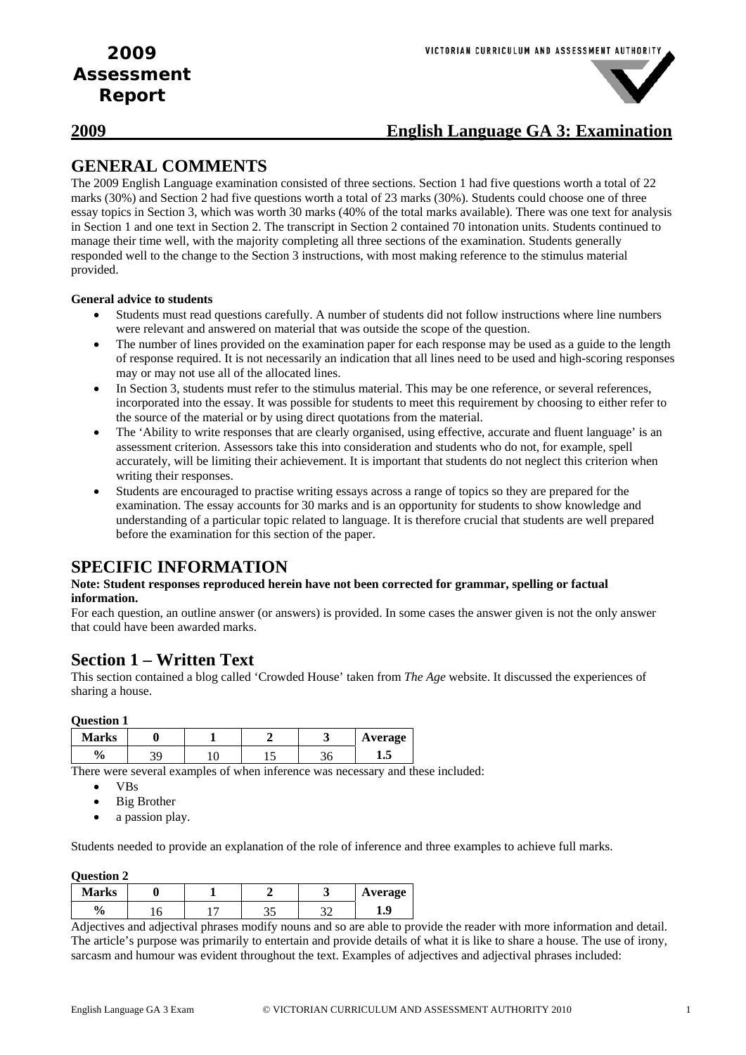# 2009 Assessment Report

## 2009 English Language GA 3: Examination

## GENERAL COMMENTS

The 2009 English Language examination consisted of three sections. Section 1 had five questions worth a total of 22 marks (30%) and Section 2 had five questions worth a total of 23 marks (30%). Students could choose one of three essay topics in Section 3, which was worth 30 marks (40% of the total marks available). There was one text for analysis in Section 1 and one text in Section 2. The transcript in Section 2 contained 70 intonation units. Students continued to manage their time well, with the majority completing all three sections of the examination. Students generally responded well to the change to the Section 3 instructions, with most making reference to the stimulus material provided.

**General advice to students**

- Students must read questions carefully. A number of students did not follow instructions where line numbers were relevant and answered on material that was outside the scope of the question.
- The number of lines provided on the examination paper for each response may be used as a guide to the length of response required. It is not necessarily an indication that all lines need to be used and high-scoring responses may or may not use all of the allocated lines.
- In Section 3, students must refer to the stimulus material. This may be one reference, or several references, incorporated into the essay. It was possible for students to meet this requirement by choosing to either refer to the source of the material or by using direct quotations from the material.
- The 'Ability to write responses that are clearly organised, using effective, accurate and fluent language' is an assessment criterion. Assessors take this into consideration and students who do not, for example, spell accurately, will be limiting their achievement. It is important that students do not neglect this criterion when writing their responses.
- Students are encouraged to practise writing essays across a range of topics so they are prepared for the examination. The essay accounts for 30 marks and is an opportunity for students to show knowledge and understanding of a particular topic related to language. It is therefore crucial that students are well prepared before the examination for this section of the paper.

## SPECIFIC INFORMATION

**Note: Student responses reproduced herein have not been corrected for grammar, spelling or factual information.**

For each question, an outline answer (or answers) is provided. In some cases the answer given is not the only answer that could have been awarded marks.

## Section 1 – Written Text

This section contained a blog called 'Crowded House' taken from *The Age* website. It discussed the experiences of sharing a house.

**Question 1**

| Marks | 0 | 1 | 2 | 3 | Average |
|---|---|---|---|---|---|
| % | 39 | 10 | 15 | 36 | 1.5 |

There were several examples of when inference was necessary and these included:

- VBs
- Big Brother
- a passion play.

Students needed to provide an explanation of the role of inference and three examples to achieve full marks.

**Question 2**

| Marks | 0 | 1 | 2 | 3 | Average |
|---|---|---|---|---|---|
| % | 16 | 17 | 35 | 32 | 1.9 |

Adjectives and adjectival phrases modify nouns and so are able to provide the reader with more information and detail. The article's purpose was primarily to entertain and provide details of what it is like to share a house. The use of irony, sarcasm and humour was evident throughout the text. Examples of adjectives and adjectival phrases included: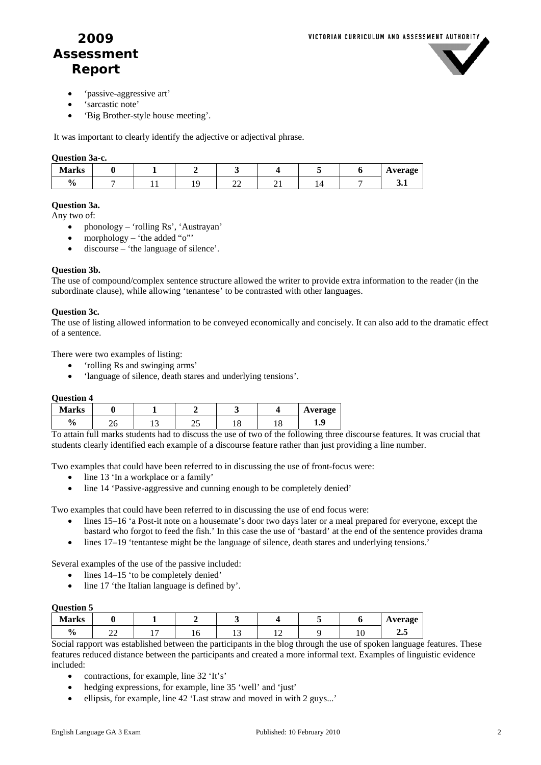- 'passive-aggressive art'
- 'sarcastic note'
- 'Big Brother-style house meeting'.

It was important to clearly identify the adjective or adjectival phrase.

**Question 3a-c.**

| Marks | 0 | 1 | 2 | 3 | 4 | 5 | 6 | Average |
|---|---|---|---|---|---|---|---|---|
| % | 7 | 11 | 19 | 22 | 21 | 14 | 7 | 3.1 |

**Question 3a.**
Any two of:

- phonology – 'rolling Rs', 'Austrayan'
- morphology – 'the added "o"'
- discourse – 'the language of silence'.

**Question 3b.**
The use of compound/complex sentence structure allowed the writer to provide extra information to the reader (in the subordinate clause), while allowing 'tenantese' to be contrasted with other languages.

**Question 3c.**
The use of listing allowed information to be conveyed economically and concisely. It can also add to the dramatic effect of a sentence.

There were two examples of listing:

- 'rolling Rs and swinging arms'
- 'language of silence, death stares and underlying tensions'.

**Question 4**

| Marks | 0 | 1 | 2 | 3 | 4 | Average |
|---|---|---|---|---|---|---|
| % | 26 | 13 | 25 | 18 | 18 | 1.9 |

To attain full marks students had to discuss the use of two of the following three discourse features. It was crucial that students clearly identified each example of a discourse feature rather than just providing a line number.

Two examples that could have been referred to in discussing the use of front-focus were:

- line 13 'In a workplace or a family'
- line 14 'Passive-aggressive and cunning enough to be completely denied'

Two examples that could have been referred to in discussing the use of end focus were:

- lines 15–16 'a Post-it note on a housemate's door two days later or a meal prepared for everyone, except the bastard who forgot to feed the fish.' In this case the use of 'bastard' at the end of the sentence provides drama
- lines 17–19 'tentantese might be the language of silence, death stares and underlying tensions.'

Several examples of the use of the passive included:

- lines 14–15 'to be completely denied'
- line 17 'the Italian language is defined by'.

**Question 5**

| Marks | 0 | 1 | 2 | 3 | 4 | 5 | 6 | Average |
|---|---|---|---|---|---|---|---|---|
| % | 22 | 17 | 16 | 13 | 12 | 9 | 10 | 2.5 |

Social rapport was established between the participants in the blog through the use of spoken language features. These features reduced distance between the participants and created a more informal text. Examples of linguistic evidence included:

- contractions, for example, line 32 'It's'
- hedging expressions, for example, line 35 'well' and 'just'
- ellipsis, for example, line 42 'Last straw and moved in with 2 guys...'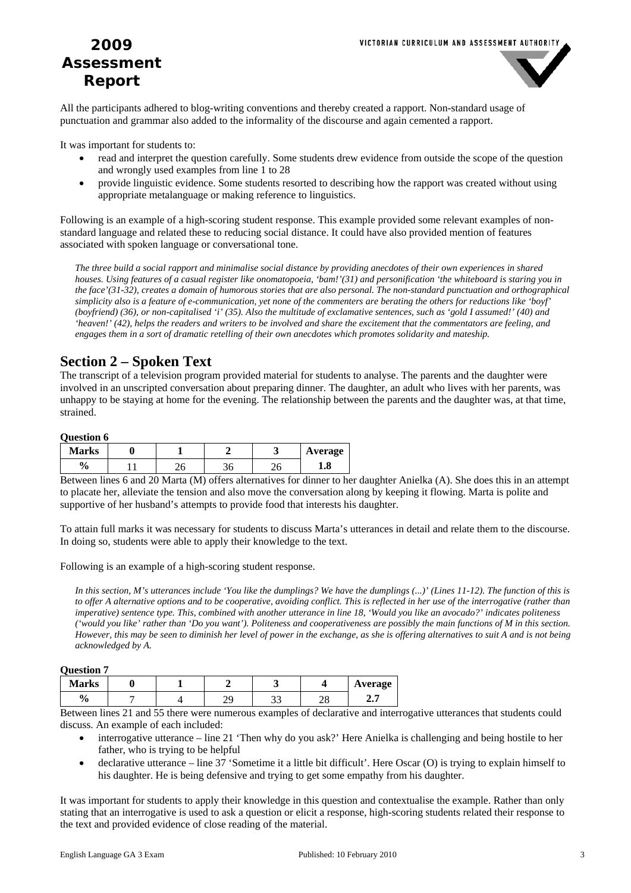All the participants adhered to blog-writing conventions and thereby created a rapport. Non-standard usage of punctuation and grammar also added to the informality of the discourse and again cemented a rapport.

It was important for students to:

- read and interpret the question carefully. Some students drew evidence from outside the scope of the question and wrongly used examples from line 1 to 28
- provide linguistic evidence. Some students resorted to describing how the rapport was created without using appropriate metalanguage or making reference to linguistics.

Following is an example of a high-scoring student response. This example provided some relevant examples of non-standard language and related these to reducing social distance. It could have also provided mention of features associated with spoken language or conversational tone.

*The three build a social rapport and minimalise social distance by providing anecdotes of their own experiences in shared houses. Using features of a casual register like onomatopoeia, 'bam!'(31) and personification 'the whiteboard is staring you in the face'(31-32), creates a domain of humorous stories that are also personal. The non-standard punctuation and orthographical simplicity also is a feature of e-communication, yet none of the commenters are berating the others for reductions like 'boyf' (boyfriend) (36), or non-capitalised 'i' (35). Also the multitude of exclamative sentences, such as 'gold I assumed!' (40) and 'heaven!' (42), helps the readers and writers to be involved and share the excitement that the commentators are feeling, and engages them in a sort of dramatic retelling of their own anecdotes which promotes solidarity and mateship.*

## Section 2 – Spoken Text

The transcript of a television program provided material for students to analyse. The parents and the daughter were involved in an unscripted conversation about preparing dinner. The daughter, an adult who lives with her parents, was unhappy to be staying at home for the evening. The relationship between the parents and the daughter was, at that time, strained.

**Question 6**

| Marks | 0 | 1 | 2 | 3 | Average |
|---|---|---|---|---|---|
| % | 11 | 26 | 36 | 26 | 1.8 |

Between lines 6 and 20 Marta (M) offers alternatives for dinner to her daughter Anielka (A). She does this in an attempt to placate her, alleviate the tension and also move the conversation along by keeping it flowing. Marta is polite and supportive of her husband's attempts to provide food that interests his daughter.

To attain full marks it was necessary for students to discuss Marta's utterances in detail and relate them to the discourse. In doing so, students were able to apply their knowledge to the text.

Following is an example of a high-scoring student response.

*In this section, M's utterances include 'You like the dumplings? We have the dumplings (...)' (Lines 11-12). The function of this is to offer A alternative options and to be cooperative, avoiding conflict. This is reflected in her use of the interrogative (rather than imperative) sentence type. This, combined with another utterance in line 18, 'Would you like an avocado?' indicates politeness ('would you like' rather than 'Do you want'). Politeness and cooperativeness are possibly the main functions of M in this section. However, this may be seen to diminish her level of power in the exchange, as she is offering alternatives to suit A and is not being acknowledged by A.*

**Question 7**

| Marks | 0 | 1 | 2 | 3 | 4 | Average |
|---|---|---|---|---|---|---|
| % | 7 | 4 | 29 | 33 | 28 | 2.7 |

Between lines 21 and 55 there were numerous examples of declarative and interrogative utterances that students could discuss. An example of each included:

- interrogative utterance – line 21 'Then why do you ask?' Here Anielka is challenging and being hostile to her father, who is trying to be helpful
- declarative utterance – line 37 'Sometime it a little bit difficult'. Here Oscar (O) is trying to explain himself to his daughter. He is being defensive and trying to get some empathy from his daughter.

It was important for students to apply their knowledge in this question and contextualise the example. Rather than only stating that an interrogative is used to ask a question or elicit a response, high-scoring students related their response to the text and provided evidence of close reading of the material.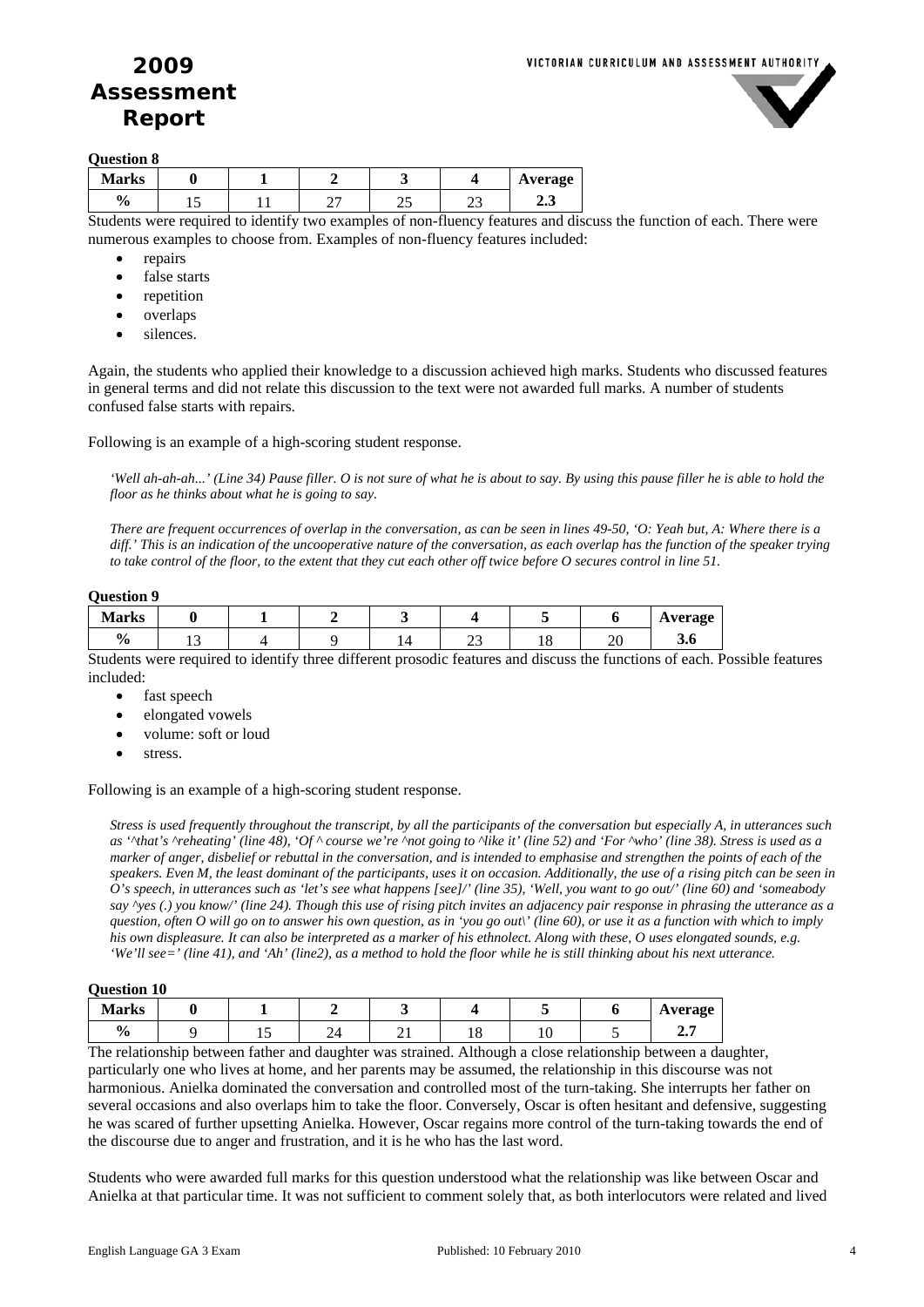**Question 8**

| Marks | 0 | 1 | 2 | 3 | 4 | Average |
|---|---|---|---|---|---|---|
| % | 15 | 11 | 27 | 25 | 23 | 2.3 |

Students were required to identify two examples of non-fluency features and discuss the function of each. There were numerous examples to choose from. Examples of non-fluency features included:

- repairs
- false starts
- repetition
- overlaps
- silences.

Again, the students who applied their knowledge to a discussion achieved high marks. Students who discussed features in general terms and did not relate this discussion to the text were not awarded full marks. A number of students confused false starts with repairs.

Following is an example of a high-scoring student response.

*'Well ah-ah-ah...' (Line 34) Pause filler. O is not sure of what he is about to say. By using this pause filler he is able to hold the floor as he thinks about what he is going to say.*

*There are frequent occurrences of overlap in the conversation, as can be seen in lines 49-50, 'O: Yeah but, A: Where there is a diff.' This is an indication of the uncooperative nature of the conversation, as each overlap has the function of the speaker trying to take control of the floor, to the extent that they cut each other off twice before O secures control in line 51.*

**Question 9**

| Marks | 0 | 1 | 2 | 3 | 4 | 5 | 6 | Average |
|---|---|---|---|---|---|---|---|---|
| % | 13 | 4 | 9 | 14 | 23 | 18 | 20 | 3.6 |

Students were required to identify three different prosodic features and discuss the functions of each. Possible features included:

- fast speech
- elongated vowels
- volume: soft or loud
- stress.

Following is an example of a high-scoring student response.

*Stress is used frequently throughout the transcript, by all the participants of the conversation but especially A, in utterances such as '^that's ^reheating' (line 48), 'Of ^ course we're ^not going to ^like it' (line 52) and 'For ^who' (line 38). Stress is used as a marker of anger, disbelief or rebuttal in the conversation, and is intended to emphasise and strengthen the points of each of the speakers. Even M, the least dominant of the participants, uses it on occasion. Additionally, the use of a rising pitch can be seen in O's speech, in utterances such as 'let's see what happens [see]/' (line 35), 'Well, you want to go out/' (line 60) and 'someabody say ^yes (.) you know/' (line 24). Though this use of rising pitch invites an adjacency pair response in phrasing the utterance as a question, often O will go on to answer his own question, as in 'you go out\' (line 60), or use it as a function with which to imply his own displeasure. It can also be interpreted as a marker of his ethnolect. Along with these, O uses elongated sounds, e.g. 'We'll see=' (line 41), and 'Ah' (line2), as a method to hold the floor while he is still thinking about his next utterance.*

**Question 10**

| Marks | 0 | 1 | 2 | 3 | 4 | 5 | 6 | Average |
|---|---|---|---|---|---|---|---|---|
| % | 9 | 15 | 24 | 21 | 18 | 10 | 5 | 2.7 |

The relationship between father and daughter was strained. Although a close relationship between a daughter, particularly one who lives at home, and her parents may be assumed, the relationship in this discourse was not harmonious. Anielka dominated the conversation and controlled most of the turn-taking. She interrupts her father on several occasions and also overlaps him to take the floor. Conversely, Oscar is often hesitant and defensive, suggesting he was scared of further upsetting Anielka. However, Oscar regains more control of the turn-taking towards the end of the discourse due to anger and frustration, and it is he who has the last word.

Students who were awarded full marks for this question understood what the relationship was like between Oscar and Anielka at that particular time. It was not sufficient to comment solely that, as both interlocutors were related and lived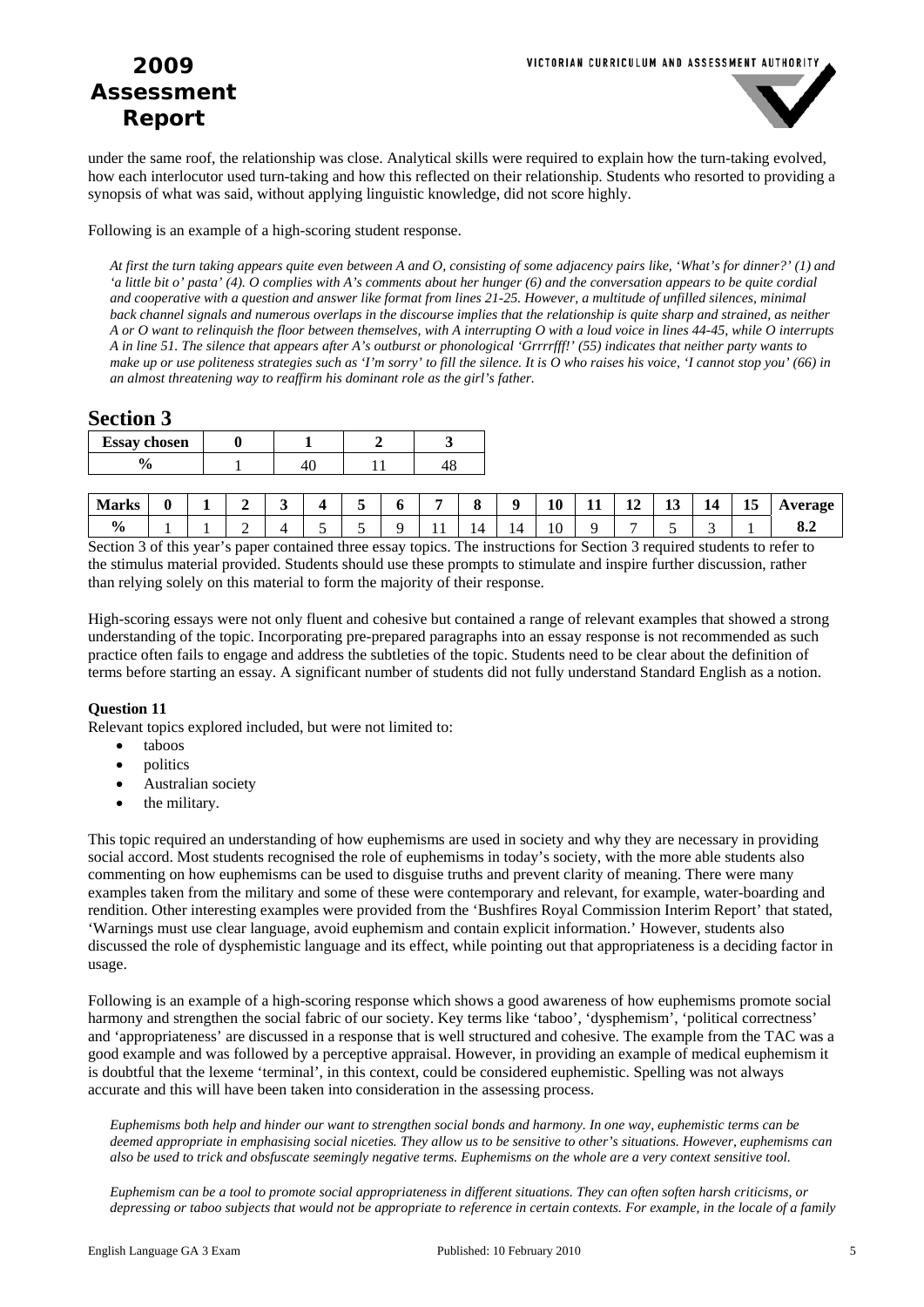under the same roof, the relationship was close. Analytical skills were required to explain how the turn-taking evolved, how each interlocutor used turn-taking and how this reflected on their relationship. Students who resorted to providing a synopsis of what was said, without applying linguistic knowledge, did not score highly.

Following is an example of a high-scoring student response.

*At first the turn taking appears quite even between A and O, consisting of some adjacency pairs like, 'What's for dinner?' (1) and 'a little bit o' pasta' (4). O complies with A's comments about her hunger (6) and the conversation appears to be quite cordial and cooperative with a question and answer like format from lines 21-25. However, a multitude of unfilled silences, minimal back channel signals and numerous overlaps in the discourse implies that the relationship is quite sharp and strained, as neither A or O want to relinquish the floor between themselves, with A interrupting O with a loud voice in lines 44-45, while O interrupts A in line 51. The silence that appears after A's outburst or phonological 'Grrrrfff!' (55) indicates that neither party wants to make up or use politeness strategies such as 'I'm sorry' to fill the silence. It is O who raises his voice, 'I cannot stop you' (66) in an almost threatening way to reaffirm his dominant role as the girl's father.*

## Section 3

| Essay chosen | 0 | 1 | 2 | 3 |
|---|---|---|---|---|
| % | 1 | 40 | 11 | 48 |

| Marks | 0 | 1 | 2 | 3 | 4 | 5 | 6 | 7 | 8 | 9 | 10 | 11 | 12 | 13 | 14 | 15 | Average |
|---|---|---|---|---|---|---|---|---|---|---|---|---|---|---|---|---|---|
| % | 1 | 1 | 2 | 4 | 5 | 5 | 9 | 11 | 14 | 14 | 10 | 9 | 7 | 5 | 3 | 1 | 8.2 |

Section 3 of this year's paper contained three essay topics. The instructions for Section 3 required students to refer to the stimulus material provided. Students should use these prompts to stimulate and inspire further discussion, rather than relying solely on this material to form the majority of their response.

High-scoring essays were not only fluent and cohesive but contained a range of relevant examples that showed a strong understanding of the topic. Incorporating pre-prepared paragraphs into an essay response is not recommended as such practice often fails to engage and address the subtleties of the topic. Students need to be clear about the definition of terms before starting an essay. A significant number of students did not fully understand Standard English as a notion.

**Question 11**

Relevant topics explored included, but were not limited to:

- taboos
- politics
- Australian society
- the military.

This topic required an understanding of how euphemisms are used in society and why they are necessary in providing social accord. Most students recognised the role of euphemisms in today's society, with the more able students also commenting on how euphemisms can be used to disguise truths and prevent clarity of meaning. There were many examples taken from the military and some of these were contemporary and relevant, for example, water-boarding and rendition. Other interesting examples were provided from the 'Bushfires Royal Commission Interim Report' that stated, 'Warnings must use clear language, avoid euphemism and contain explicit information.' However, students also discussed the role of dysphemistic language and its effect, while pointing out that appropriateness is a deciding factor in usage.

Following is an example of a high-scoring response which shows a good awareness of how euphemisms promote social harmony and strengthen the social fabric of our society. Key terms like 'taboo', 'dysphemism', 'political correctness' and 'appropriateness' are discussed in a response that is well structured and cohesive. The example from the TAC was a good example and was followed by a perceptive appraisal. However, in providing an example of medical euphemism it is doubtful that the lexeme 'terminal', in this context, could be considered euphemistic. Spelling was not always accurate and this will have been taken into consideration in the assessing process.

*Euphemisms both help and hinder our want to strengthen social bonds and harmony. In one way, euphemistic terms can be deemed appropriate in emphasising social niceties. They allow us to be sensitive to other's situations. However, euphemisms can also be used to trick and obsfuscate seemingly negative terms. Euphemisms on the whole are a very context sensitive tool.*

*Euphemism can be a tool to promote social appropriateness in different situations. They can often soften harsh criticisms, or depressing or taboo subjects that would not be appropriate to reference in certain contexts. For example, in the locale of a family*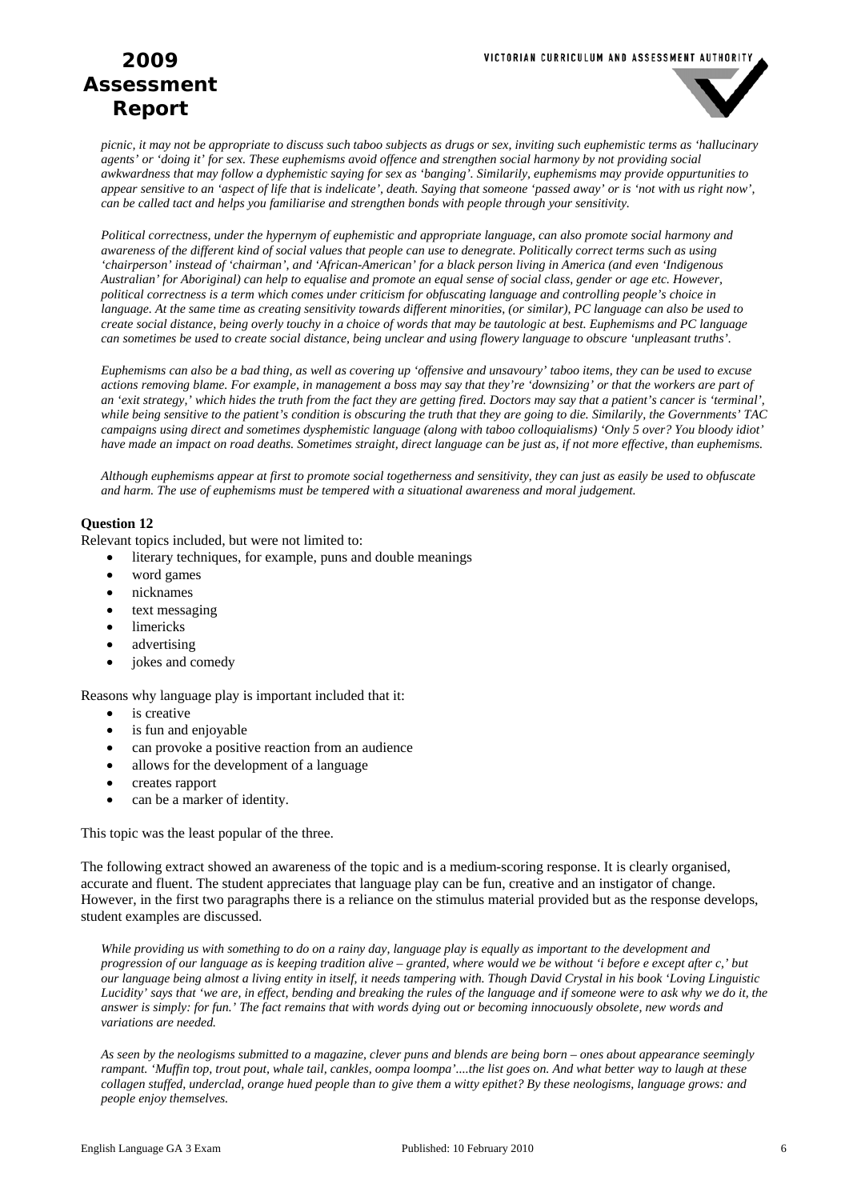*picnic, it may not be appropriate to discuss such taboo subjects as drugs or sex, inviting such euphemistic terms as 'hallucinary agents' or 'doing it' for sex. These euphemisms avoid offence and strengthen social harmony by not providing social awkwardness that may follow a dyphemistic saying for sex as 'banging'. Similarily, euphemisms may provide oppurtunities to appear sensitive to an 'aspect of life that is indelicate', death. Saying that someone 'passed away' or is 'not with us right now', can be called tact and helps you familiarise and strengthen bonds with people through your sensitivity.*

*Political correctness, under the hypernym of euphemistic and appropriate language, can also promote social harmony and awareness of the different kind of social values that people can use to denegrate. Politically correct terms such as using 'chairperson' instead of 'chairman', and 'African-American' for a black person living in America (and even 'Indigenous Australian' for Aboriginal) can help to equalise and promote an equal sense of social class, gender or age etc. However, political correctness is a term which comes under criticism for obfuscating language and controlling people's choice in language. At the same time as creating sensitivity towards different minorities, (or similar), PC language can also be used to create social distance, being overly touchy in a choice of words that may be tautologic at best. Euphemisms and PC language can sometimes be used to create social distance, being unclear and using flowery language to obscure 'unpleasant truths'.*

*Euphemisms can also be a bad thing, as well as covering up 'offensive and unsavoury' taboo items, they can be used to excuse actions removing blame. For example, in management a boss may say that they're 'downsizing' or that the workers are part of an 'exit strategy,' which hides the truth from the fact they are getting fired. Doctors may say that a patient's cancer is 'terminal', while being sensitive to the patient's condition is obscuring the truth that they are going to die. Similarly, the Governments' TAC campaigns using direct and sometimes dysphemistic language (along with taboo colloquialisms) 'Only 5 over? You bloody idiot' have made an impact on road deaths. Sometimes straight, direct language can be just as, if not more effective, than euphemisms.*

*Although euphemisms appear at first to promote social togetherness and sensitivity, they can just as easily be used to obfuscate and harm. The use of euphemisms must be tempered with a situational awareness and moral judgement.*

### Question 12

Relevant topics included, but were not limited to:

- literary techniques, for example, puns and double meanings
- word games
- nicknames
- text messaging
- limericks
- advertising
- jokes and comedy

Reasons why language play is important included that it:

- is creative
- is fun and enjoyable
- can provoke a positive reaction from an audience
- allows for the development of a language
- creates rapport
- can be a marker of identity.

This topic was the least popular of the three.

The following extract showed an awareness of the topic and is a medium-scoring response. It is clearly organised, accurate and fluent. The student appreciates that language play can be fun, creative and an instigator of change. However, in the first two paragraphs there is a reliance on the stimulus material provided but as the response develops, student examples are discussed.

*While providing us with something to do on a rainy day, language play is equally as important to the development and progression of our language as is keeping tradition alive – granted, where would we be without 'i before e except after c,' but our language being almost a living entity in itself, it needs tampering with. Though David Crystal in his book 'Loving Linguistic Lucidity' says that 'we are, in effect, bending and breaking the rules of the language and if someone were to ask why we do it, the answer is simply: for fun.' The fact remains that with words dying out or becoming innocuously obsolete, new words and variations are needed.*

*As seen by the neologisms submitted to a magazine, clever puns and blends are being born – ones about appearance seemingly rampant. 'Muffin top, trout pout, whale tail, cankles, oompa loompa'....the list goes on. And what better way to laugh at these collagen stuffed, underclad, orange hued people than to give them a witty epithet? By these neologisms, language grows: and people enjoy themselves.*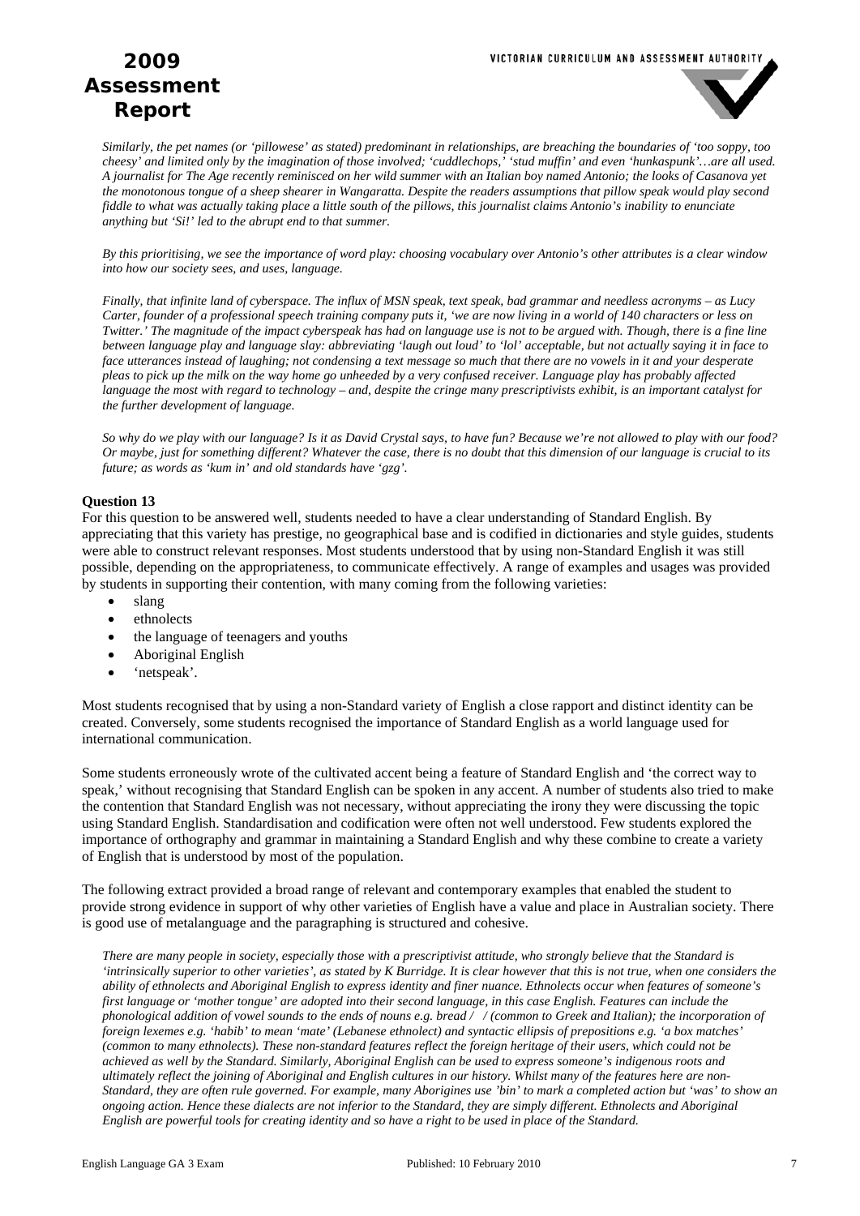*Similarly, the pet names (or 'pillowese' as stated) predominant in relationships, are breaching the boundaries of 'too soppy, too cheesy' and limited only by the imagination of those involved; 'cuddlechops,' 'stud muffin' and even 'hunkaspunk'…are all used. A journalist for The Age recently reminisced on her wild summer with an Italian boy named Antonio; the looks of Casanova yet the monotonous tongue of a sheep shearer in Wangaratta. Despite the readers assumptions that pillow speak would play second fiddle to what was actually taking place a little south of the pillows, this journalist claims Antonio's inability to enunciate anything but 'Si!' led to the abrupt end to that summer.*

*By this prioritising, we see the importance of word play: choosing vocabulary over Antonio's other attributes is a clear window into how our society sees, and uses, language.*

*Finally, that infinite land of cyberspace. The influx of MSN speak, text speak, bad grammar and needless acronyms – as Lucy Carter, founder of a professional speech training company puts it, 'we are now living in a world of 140 characters or less on Twitter.' The magnitude of the impact cyberspeak has had on language use is not to be argued with. Though, there is a fine line between language play and language slay: abbreviating 'laugh out loud' to 'lol' acceptable, but not actually saying it in face to face utterances instead of laughing; not condensing a text message so much that there are no vowels in it and your desperate pleas to pick up the milk on the way home go unheeded by a very confused receiver. Language play has probably affected language the most with regard to technology – and, despite the cringe many prescriptivists exhibit, is an important catalyst for the further development of language.*

*So why do we play with our language? Is it as David Crystal says, to have fun? Because we're not allowed to play with our food? Or maybe, just for something different? Whatever the case, there is no doubt that this dimension of our language is crucial to its future; as words as 'kum in' and old standards have 'gzg'.*

**Question 13**

For this question to be answered well, students needed to have a clear understanding of Standard English. By appreciating that this variety has prestige, no geographical base and is codified in dictionaries and style guides, students were able to construct relevant responses. Most students understood that by using non-Standard English it was still possible, depending on the appropriateness, to communicate effectively. A range of examples and usages was provided by students in supporting their contention, with many coming from the following varieties:

- slang
- ethnolects
- the language of teenagers and youths
- Aboriginal English
- 'netspeak'.

Most students recognised that by using a non-Standard variety of English a close rapport and distinct identity can be created. Conversely, some students recognised the importance of Standard English as a world language used for international communication.

Some students erroneously wrote of the cultivated accent being a feature of Standard English and 'the correct way to speak,' without recognising that Standard English can be spoken in any accent. A number of students also tried to make the contention that Standard English was not necessary, without appreciating the irony they were discussing the topic using Standard English. Standardisation and codification were often not well understood. Few students explored the importance of orthography and grammar in maintaining a Standard English and why these combine to create a variety of English that is understood by most of the population.

The following extract provided a broad range of relevant and contemporary examples that enabled the student to provide strong evidence in support of why other varieties of English have a value and place in Australian society. There is good use of metalanguage and the paragraphing is structured and cohesive.

*There are many people in society, especially those with a prescriptivist attitude, who strongly believe that the Standard is 'intrinsically superior to other varieties', as stated by K Burridge. It is clear however that this is not true, when one considers the ability of ethnolects and Aboriginal English to express identity and finer nuance. Ethnolects occur when features of someone's first language or 'mother tongue' are adopted into their second language, in this case English. Features can include the phonological addition of vowel sounds to the ends of nouns e.g. bread /  / (common to Greek and Italian); the incorporation of foreign lexemes e.g. 'habib' to mean 'mate' (Lebanese ethnolect) and syntactic ellipsis of prepositions e.g. 'a box matches' (common to many ethnolects). These non-standard features reflect the foreign heritage of their users, which could not be achieved as well by the Standard. Similarly, Aboriginal English can be used to express someone's indigenous roots and ultimately reflect the joining of Aboriginal and English cultures in our history. Whilst many of the features here are non-Standard, they are often rule governed. For example, many Aborigines use 'bin' to mark a completed action but 'was' to show an ongoing action. Hence these dialects are not inferior to the Standard, they are simply different. Ethnolects and Aboriginal English are powerful tools for creating identity and so have a right to be used in place of the Standard.*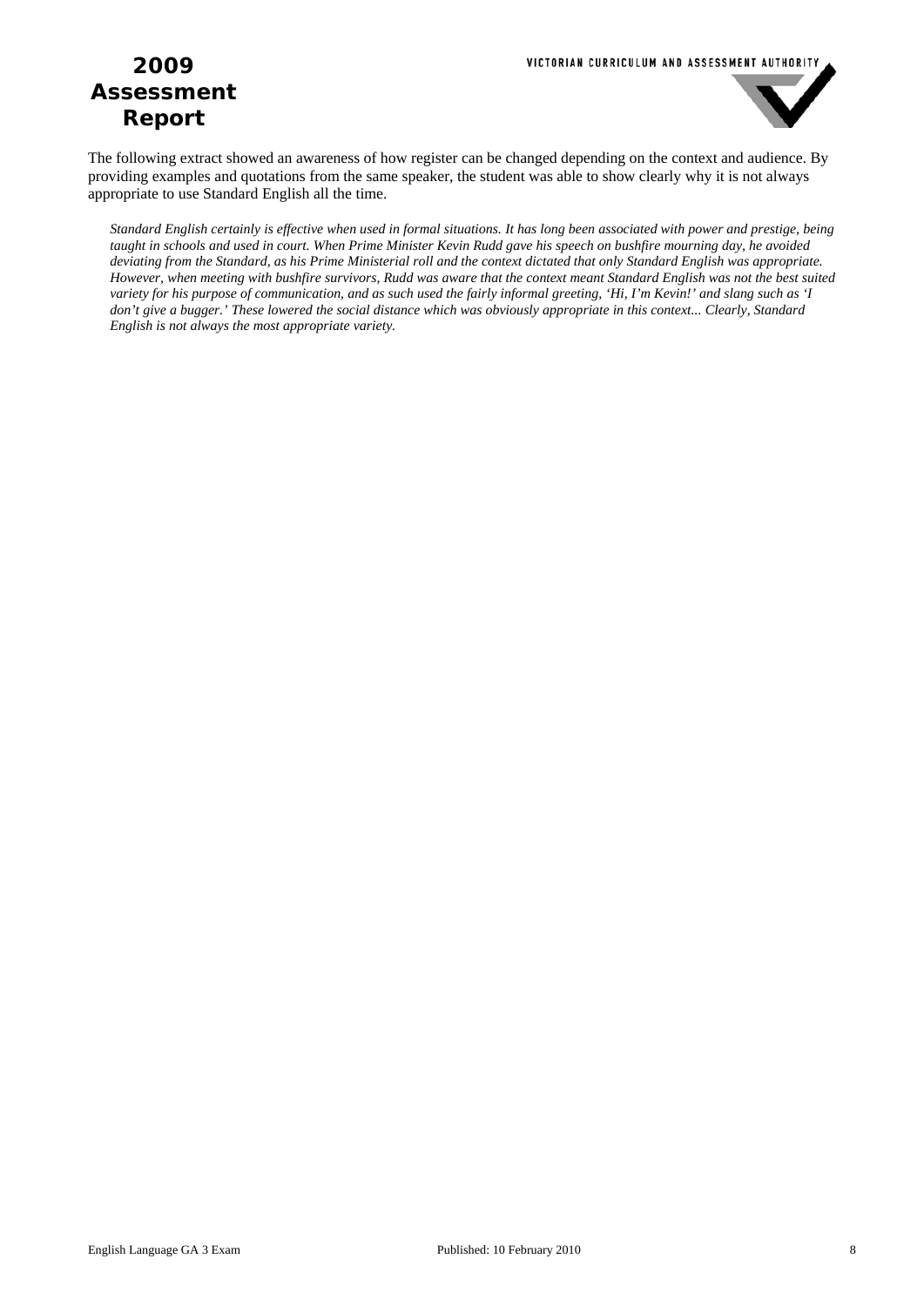The following extract showed an awareness of how register can be changed depending on the context and audience. By providing examples and quotations from the same speaker, the student was able to show clearly why it is not always appropriate to use Standard English all the time.

> *Standard English certainly is effective when used in formal situations. It has long been associated with power and prestige, being taught in schools and used in court. When Prime Minister Kevin Rudd gave his speech on bushfire mourning day, he avoided deviating from the Standard, as his Prime Ministerial roll and the context dictated that only Standard English was appropriate. However, when meeting with bushfire survivors, Rudd was aware that the context meant Standard English was not the best suited variety for his purpose of communication, and as such used the fairly informal greeting, 'Hi, I'm Kevin!' and slang such as 'I don't give a bugger.' These lowered the social distance which was obviously appropriate in this context... Clearly, Standard English is not always the most appropriate variety.*